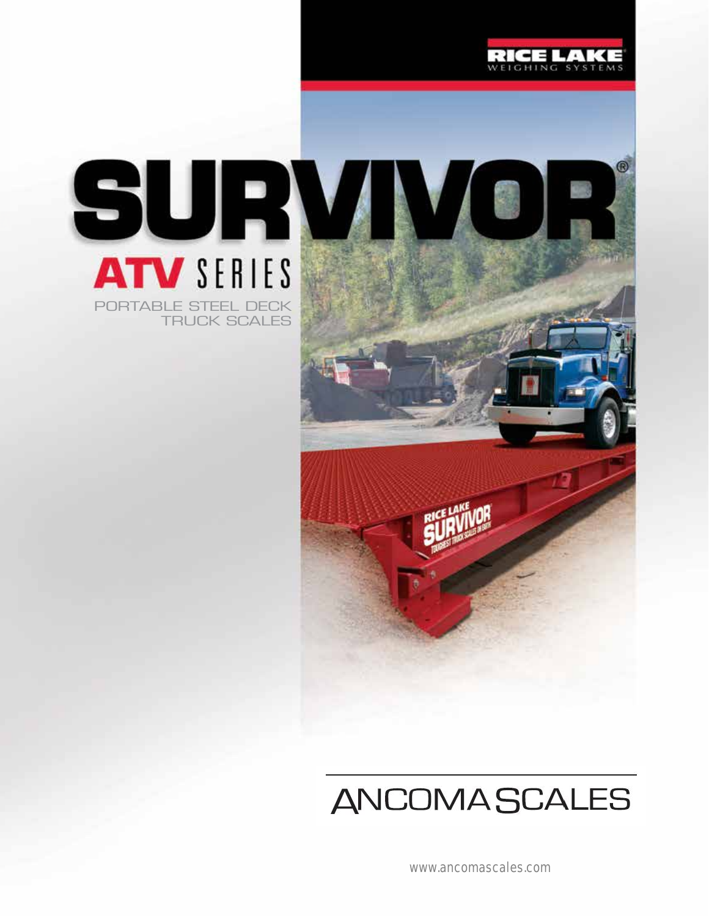RICE LAKE
WEIGHING SYSTEMS

# SURVIVOR®

## ATV SERIES

PORTABLE STEEL DECK TRUCK SCALES

ANCOMA SCALES

www.ancomascales.com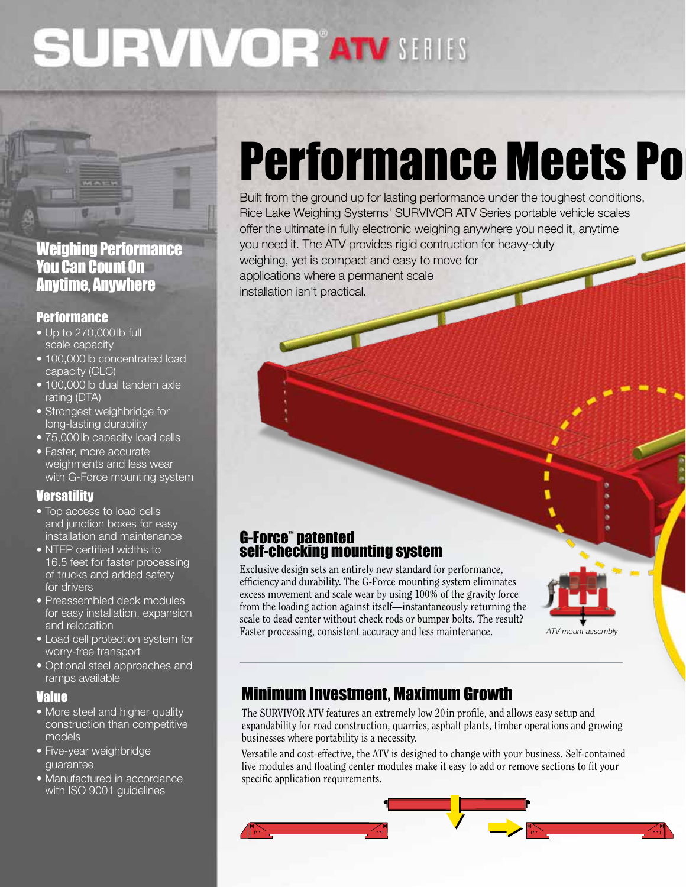# SURVIVOR® ATV SERIES

## Performance Meets Po

Built from the ground up for lasting performance under the toughest conditions, Rice Lake Weighing Systems' SURVIVOR ATV Series portable vehicle scales offer the ultimate in fully electronic weighing anywhere you need it, anytime you need it. The ATV provides rigid contruction for heavy-duty weighing, yet is compact and easy to move for applications where a permanent scale installation isn't practical.

## Weighing Performance You Can Count On Anytime, Anywhere

### Performance

- Up to 270,000 lb full scale capacity
- 100,000 lb concentrated load capacity (CLC)
- 100,000 lb dual tandem axle rating (DTA)
- Strongest weighbridge for long-lasting durability
- 75,000 lb capacity load cells
- Faster, more accurate weighments and less wear with G-Force mounting system

### Versatility

- Top access to load cells and junction boxes for easy installation and maintenance
- NTEP certified widths to 16.5 feet for faster processing of trucks and added safety for drivers
- Preassembled deck modules for easy installation, expansion and relocation
- Load cell protection system for worry-free transport
- Optional steel approaches and ramps available

### Value

- More steel and higher quality construction than competitive models
- Five-year weighbridge guarantee
- Manufactured in accordance with ISO 9001 guidelines

## G-Force™ patented self-checking mounting system

Exclusive design sets an entirely new standard for performance, efficiency and durability. The G-Force mounting system eliminates excess movement and scale wear by using 100% of the gravity force from the loading action against itself—instantaneously returning the scale to dead center without check rods or bumper bolts. The result? Faster processing, consistent accuracy and less maintenance.

*ATV mount assembly*

## Minimum Investment, Maximum Growth

The SURVIVOR ATV features an extremely low 20 in profile, and allows easy setup and expandability for road construction, quarries, asphalt plants, timber operations and growing businesses where portability is a necessity.

Versatile and cost-effective, the ATV is designed to change with your business. Self-contained live modules and floating center modules make it easy to add or remove sections to fit your specific application requirements.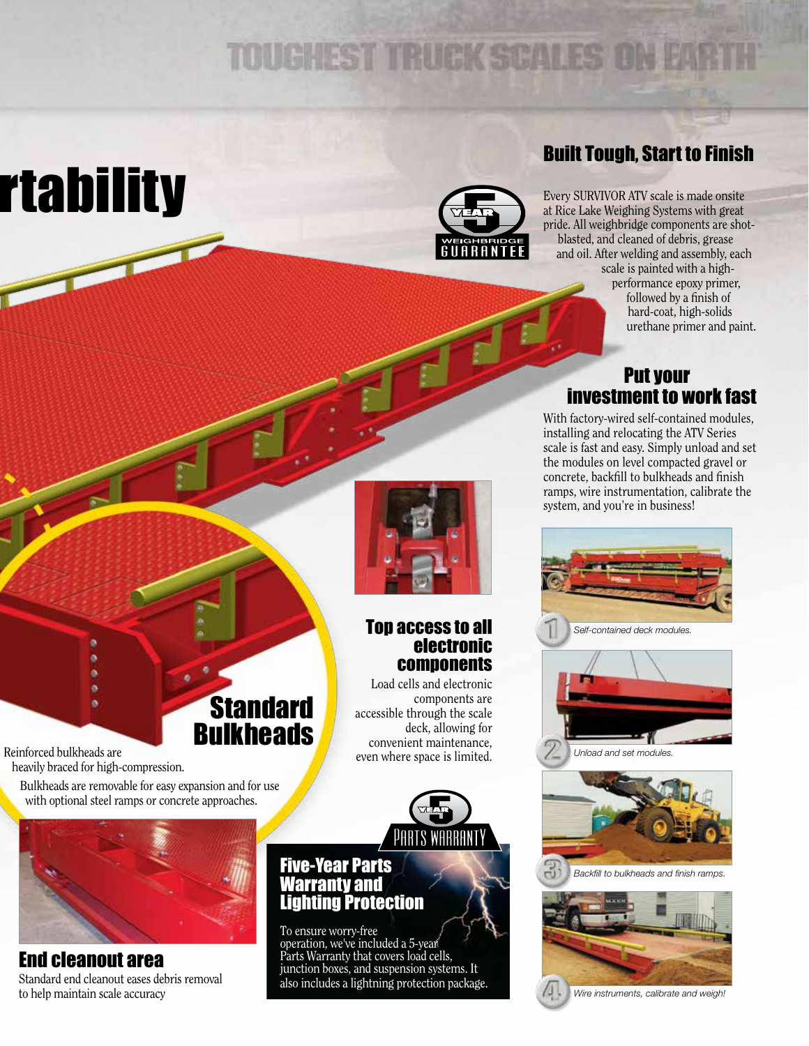TOUGHEST TRUCK SCALES ON EARTH

# rtability

## Built Tough, Start to Finish

YEAR 5 WEIGHBRIDGE GUARANTEE

Every SURVIVOR ATV scale is made onsite at Rice Lake Weighing Systems with great pride. All weighbridge components are shot-blasted, and cleaned of debris, grease and oil. After welding and assembly, each scale is painted with a high-performance epoxy primer, followed by a finish of hard-coat, high-solids urethane primer and paint.

## Put your investment to work fast

With factory-wired self-contained modules, installing and relocating the ATV Series scale is fast and easy. Simply unload and set the modules on level compacted gravel or concrete, backfill to bulkheads and finish ramps, wire instrumentation, calibrate the system, and you're in business!

1. *Self-contained deck modules.*
2. *Unload and set modules.*
3. *Backfill to bulkheads and finish ramps.*
4. *Wire instruments, calibrate and weigh!*

## Top access to all electronic components

Load cells and electronic components are accessible through the scale deck, allowing for convenient maintenance, even where space is limited.

## Standard Bulkheads

Reinforced bulkheads are heavily braced for high-compression.

Bulkheads are removable for easy expansion and for use with optional steel ramps or concrete approaches.

## End cleanout area

Standard end cleanout eases debris removal to help maintain scale accuracy

YEAR 5 PARTS WARRANTY

## Five-Year Parts Warranty and Lighting Protection

To ensure worry-free operation, we've included a 5-year Parts Warranty that covers load cells, junction boxes, and suspension systems. It also includes a lightning protection package.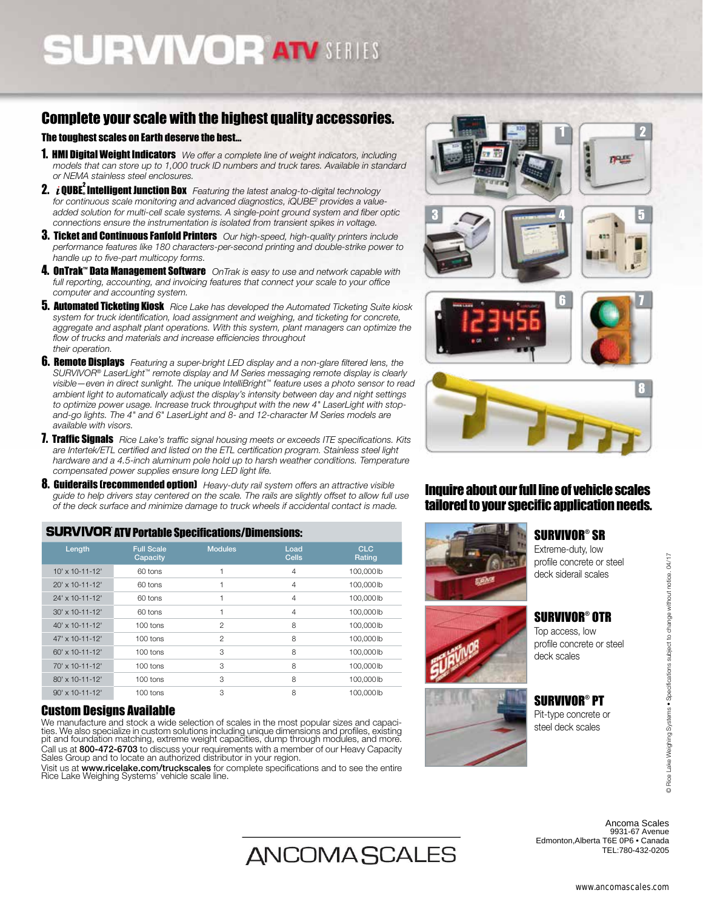# SURVIVOR® ATV SERIES

## Complete your scale with the highest quality accessories.

### The toughest scales on Earth deserve the best...

1. **HMI Digital Weight Indicators** *We offer a complete line of weight indicators, including models that can store up to 1,000 truck ID numbers and truck tares. Available in standard or NEMA stainless steel enclosures.*
2. **iQUBE² Intelligent Junction Box** *Featuring the latest analog-to-digital technology for continuous scale monitoring and advanced diagnostics, iQUBE² provides a value-added solution for multi-cell scale systems. A single-point ground system and fiber optic connections ensure the instrumentation is isolated from transient spikes in voltage.*
3. **Ticket and Continuous Fanfold Printers** *Our high-speed, high-quality printers include performance features like 180 characters-per-second printing and double-strike power to handle up to five-part multicopy forms.*
4. **OnTrak™ Data Management Software** *OnTrak is easy to use and network capable with full reporting, accounting, and invoicing features that connect your scale to your office computer and accounting system.*
5. **Automated Ticketing Kiosk** *Rice Lake has developed the Automated Ticketing Suite kiosk system for truck identification, load assignment and weighing, and ticketing for concrete, aggregate and asphalt plant operations. With this system, plant managers can optimize the flow of trucks and materials and increase efficiencies throughout their operation.*
6. **Remote Displays** *Featuring a super-bright LED display and a non-glare filtered lens, the SURVIVOR® LaserLight™ remote display and M Series messaging remote display is clearly visible—even in direct sunlight. The unique IntelliBright™ feature uses a photo sensor to read ambient light to automatically adjust the display's intensity between day and night settings to optimize power usage. Increase truck throughput with the new 4" LaserLight with stop-and-go lights. The 4" and 6" LaserLight and 8- and 12-character M Series models are available with visors.*
7. **Traffic Signals** *Rice Lake's traffic signal housing meets or exceeds ITE specifications. Kits are Intertek/ETL certified and listed on the ETL certification program. Stainless steel light hardware and a 4.5-inch aluminum pole hold up to harsh weather conditions. Temperature compensated power supplies ensure long LED light life.*
8. **Guiderails (recommended option)** *Heavy-duty rail system offers an attractive visible guide to help drivers stay centered on the scale. The rails are slightly offset to allow full use of the deck surface and minimize damage to truck wheels if accidental contact is made.*

## SURVIVOR® ATV Portable Specifications/Dimensions:

| Length | Full Scale Capacity | Modules | Load Cells | CLC Rating |
|---|---|---|---|---|
| 10' x 10-11-12' | 60 tons | 1 | 4 | 100,000 lb |
| 20' x 10-11-12' | 60 tons | 1 | 4 | 100,000 lb |
| 24' x 10-11-12' | 60 tons | 1 | 4 | 100,000 lb |
| 30' x 10-11-12' | 60 tons | 1 | 4 | 100,000 lb |
| 40' x 10-11-12' | 100 tons | 2 | 8 | 100,000 lb |
| 47' x 10-11-12' | 100 tons | 2 | 8 | 100,000 lb |
| 60' x 10-11-12' | 100 tons | 3 | 8 | 100,000 lb |
| 70' x 10-11-12' | 100 tons | 3 | 8 | 100,000 lb |
| 80' x 10-11-12' | 100 tons | 3 | 8 | 100,000 lb |
| 90' x 10-11-12' | 100 tons | 3 | 8 | 100,000 lb |

## Custom Designs Available

We manufacture and stock a wide selection of scales in the most popular sizes and capacities. We also specialize in custom solutions including unique dimensions and profiles, existing pit and foundation matching, extreme weight capacities, dump through modules, and more. Call us at **800-472-6703** to discuss your requirements with a member of our Heavy Capacity Sales Group and to locate an authorized distributor in your region.

Visit us at **www.ricelake.com/truckscales** for complete specifications and to see the entire Rice Lake Weighing Systems' vehicle scale line.

## Inquire about our full line of vehicle scales tailored to your specific application needs.

### SURVIVOR® SR
Extreme-duty, low profile concrete or steel deck siderail scales

### SURVIVOR® OTR
Top access, low profile concrete or steel deck scales

### SURVIVOR® PT
Pit-type concrete or steel deck scales

© Rice Lake Weighing Systems • Specifications subject to change without notice. 04/17

ANCOMA SCALES

Ancoma Scales
9931-67 Avenue
Edmonton,Alberta T6E 0P6 • Canada
TEL:780-432-0205

www.ancomascales.com